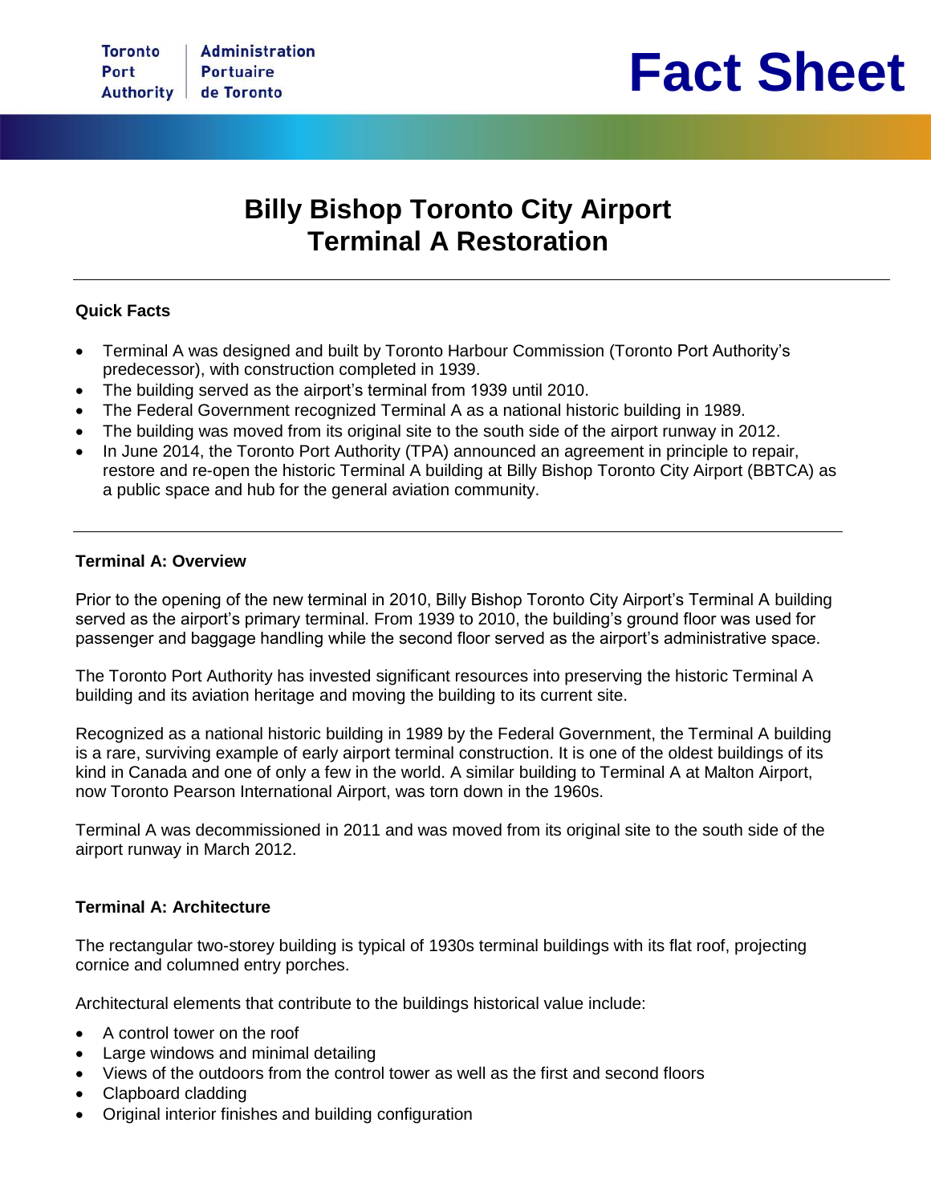Toronto Port Authority | Administration Portuaire de Toronto

# Fact Sheet

## Billy Bishop Toronto City Airport
## Terminal A Restoration

---

**Quick Facts**

- Terminal A was designed and built by Toronto Harbour Commission (Toronto Port Authority's predecessor), with construction completed in 1939.
- The building served as the airport's terminal from 1939 until 2010.
- The Federal Government recognized Terminal A as a national historic building in 1989.
- The building was moved from its original site to the south side of the airport runway in 2012.
- In June 2014, the Toronto Port Authority (TPA) announced an agreement in principle to repair, restore and re-open the historic Terminal A building at Billy Bishop Toronto City Airport (BBTCA) as a public space and hub for the general aviation community.

---

**Terminal A: Overview**

Prior to the opening of the new terminal in 2010, Billy Bishop Toronto City Airport's Terminal A building served as the airport's primary terminal. From 1939 to 2010, the building's ground floor was used for passenger and baggage handling while the second floor served as the airport's administrative space.

The Toronto Port Authority has invested significant resources into preserving the historic Terminal A building and its aviation heritage and moving the building to its current site.

Recognized as a national historic building in 1989 by the Federal Government, the Terminal A building is a rare, surviving example of early airport terminal construction. It is one of the oldest buildings of its kind in Canada and one of only a few in the world. A similar building to Terminal A at Malton Airport, now Toronto Pearson International Airport, was torn down in the 1960s.

Terminal A was decommissioned in 2011 and was moved from its original site to the south side of the airport runway in March 2012.

**Terminal A: Architecture**

The rectangular two-storey building is typical of 1930s terminal buildings with its flat roof, projecting cornice and columned entry porches.

Architectural elements that contribute to the buildings historical value include:

- A control tower on the roof
- Large windows and minimal detailing
- Views of the outdoors from the control tower as well as the first and second floors
- Clapboard cladding
- Original interior finishes and building configuration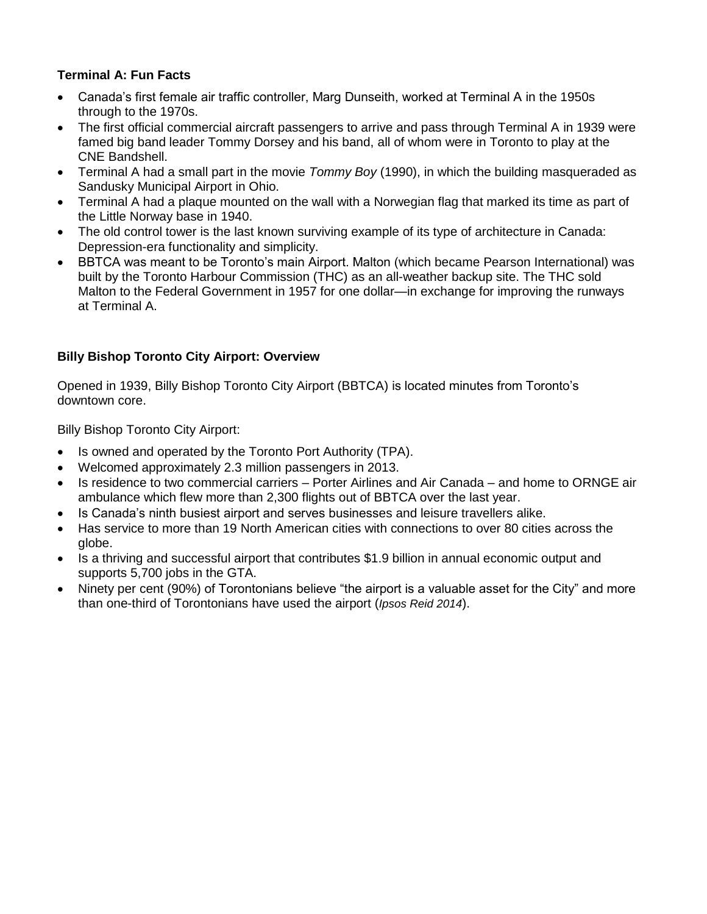**Terminal A: Fun Facts**

- Canada's first female air traffic controller, Marg Dunseith, worked at Terminal A in the 1950s through to the 1970s.
- The first official commercial aircraft passengers to arrive and pass through Terminal A in 1939 were famed big band leader Tommy Dorsey and his band, all of whom were in Toronto to play at the CNE Bandshell.
- Terminal A had a small part in the movie *Tommy Boy* (1990), in which the building masqueraded as Sandusky Municipal Airport in Ohio.
- Terminal A had a plaque mounted on the wall with a Norwegian flag that marked its time as part of the Little Norway base in 1940.
- The old control tower is the last known surviving example of its type of architecture in Canada: Depression-era functionality and simplicity.
- BBTCA was meant to be Toronto's main Airport. Malton (which became Pearson International) was built by the Toronto Harbour Commission (THC) as an all-weather backup site. The THC sold Malton to the Federal Government in 1957 for one dollar—in exchange for improving the runways at Terminal A.

**Billy Bishop Toronto City Airport: Overview**

Opened in 1939, Billy Bishop Toronto City Airport (BBTCA) is located minutes from Toronto's downtown core.

Billy Bishop Toronto City Airport:

- Is owned and operated by the Toronto Port Authority (TPA).
- Welcomed approximately 2.3 million passengers in 2013.
- Is residence to two commercial carriers – Porter Airlines and Air Canada – and home to ORNGE air ambulance which flew more than 2,300 flights out of BBTCA over the last year.
- Is Canada's ninth busiest airport and serves businesses and leisure travellers alike.
- Has service to more than 19 North American cities with connections to over 80 cities across the globe.
- Is a thriving and successful airport that contributes $1.9 billion in annual economic output and supports 5,700 jobs in the GTA.
- Ninety per cent (90%) of Torontonians believe "the airport is a valuable asset for the City" and more than one-third of Torontonians have used the airport (*Ipsos Reid 2014*).